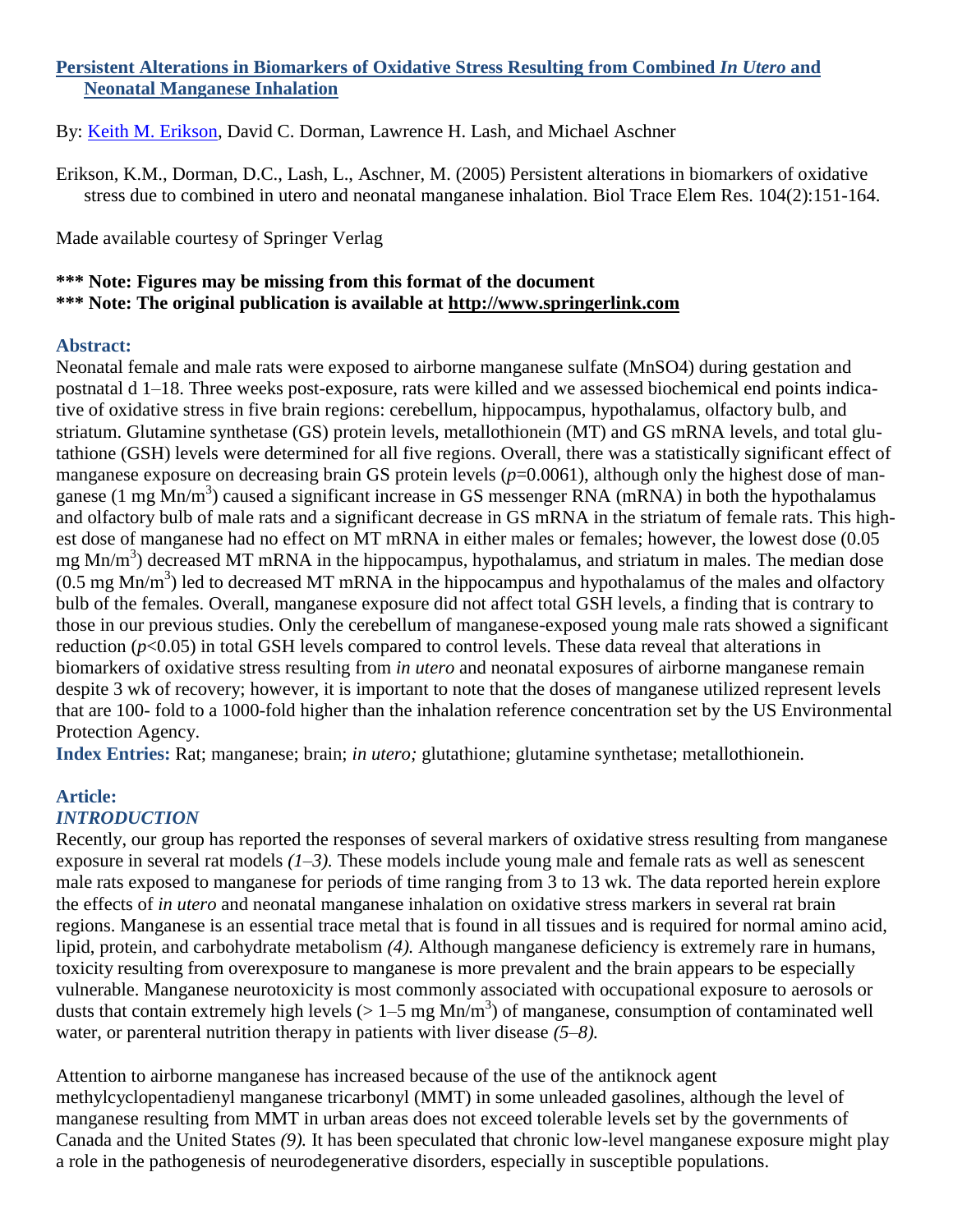# [Persistent Alterations in Biomarkers of Oxidative Stress Resulting from Combined *In Utero* and Neonatal Manganese Inhalation](http://libres.uncg.edu/ir/uncg/clist.aspx?id=937)

By: [Keith M. Erikson](http://libres.uncg.edu/ir/uncg/clist.aspx?id=937), David C. Dorman, Lawrence H. Lash, and Michael Aschner

Erikson, K.M., Dorman, D.C., Lash, L., Aschner, M. (2005) Persistent alterations in biomarkers of oxidative stress due to combined in utero and neonatal manganese inhalation. Biol Trace Elem Res. 104(2):151-164.

Made available courtesy of Springer Verlag

**\*\*\* Note: Figures may be missing from this format of the document**
**\*\*\* Note: The original publication is available at [http://www.springerlink.com](http://www.springerlink.com)**

## Abstract:

Neonatal female and male rats were exposed to airborne manganese sulfate ($MnSO_4$) during gestation and postnatal d 1–18. Three weeks post-exposure, rats were killed and we assessed biochemical end points indicative of oxidative stress in five brain regions: cerebellum, hippocampus, hypothalamus, olfactory bulb, and striatum. Glutamine synthetase (GS) protein levels, metallothionein (MT) and GS mRNA levels, and total glutathione (GSH) levels were determined for all five regions. Overall, there was a statistically significant effect of manganese exposure on decreasing brain GS protein levels ($p=0.0061$), although only the highest dose of manganese (1 mg $Mn/m^3$) caused a significant increase in GS messenger RNA (mRNA) in both the hypothalamus and olfactory bulb of male rats and a significant decrease in GS mRNA in the striatum of female rats. This highest dose of manganese had no effect on MT mRNA in either males or females; however, the lowest dose (0.05 mg $Mn/m^3$) decreased MT mRNA in the hippocampus, hypothalamus, and striatum in males. The median dose (0.5 mg $Mn/m^3$) led to decreased MT mRNA in the hippocampus and hypothalamus of the males and olfactory bulb of the females. Overall, manganese exposure did not affect total GSH levels, a finding that is contrary to those in our previous studies. Only the cerebellum of manganese-exposed young male rats showed a significant reduction ($p<0.05$) in total GSH levels compared to control levels. These data reveal that alterations in biomarkers of oxidative stress resulting from *in utero* and neonatal exposures of airborne manganese remain despite 3 wk of recovery; however, it is important to note that the doses of manganese utilized represent levels that are 100- fold to a 1000-fold higher than the inhalation reference concentration set by the US Environmental Protection Agency.

**Index Entries:** Rat; manganese; brain; *in utero;* glutathione; glutamine synthetase; metallothionein.

## Article:

### *INTRODUCTION*

Recently, our group has reported the responses of several markers of oxidative stress resulting from manganese exposure in several rat models *(1–3).* These models include young male and female rats as well as senescent male rats exposed to manganese for periods of time ranging from 3 to 13 wk. The data reported herein explore the effects of *in utero* and neonatal manganese inhalation on oxidative stress markers in several rat brain regions. Manganese is an essential trace metal that is found in all tissues and is required for normal amino acid, lipid, protein, and carbohydrate metabolism *(4).* Although manganese deficiency is extremely rare in humans, toxicity resulting from overexposure to manganese is more prevalent and the brain appears to be especially vulnerable. Manganese neurotoxicity is most commonly associated with occupational exposure to aerosols or dusts that contain extremely high levels (> 1–5 mg $Mn/m^3$) of manganese, consumption of contaminated well water, or parenteral nutrition therapy in patients with liver disease *(5–8).*

Attention to airborne manganese has increased because of the use of the antiknock agent methylcyclopentadienyl manganese tricarbonyl (MMT) in some unleaded gasolines, although the level of manganese resulting from MMT in urban areas does not exceed tolerable levels set by the governments of Canada and the United States *(9).* It has been speculated that chronic low-level manganese exposure might play a role in the pathogenesis of neurodegenerative disorders, especially in susceptible populations.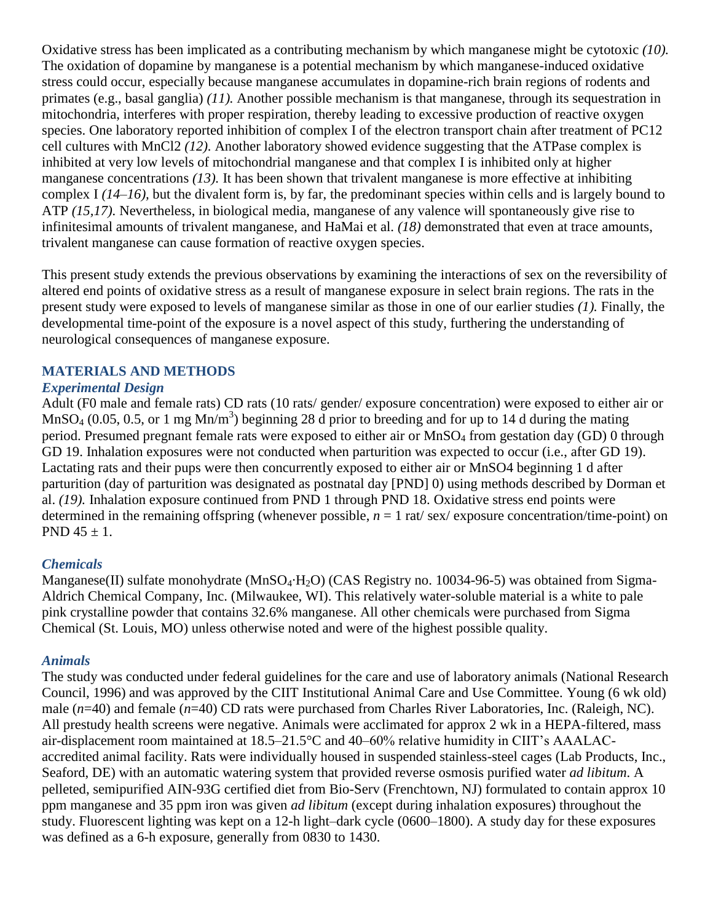Oxidative stress has been implicated as a contributing mechanism by which manganese might be cytotoxic *(10).* The oxidation of dopamine by manganese is a potential mechanism by which manganese-induced oxidative stress could occur, especially because manganese accumulates in dopamine-rich brain regions of rodents and primates (e.g., basal ganglia) *(11).* Another possible mechanism is that manganese, through its sequestration in mitochondria, interferes with proper respiration, thereby leading to excessive production of reactive oxygen species. One laboratory reported inhibition of complex I of the electron transport chain after treatment of PC12 cell cultures with MnCl2 *(12).* Another laboratory showed evidence suggesting that the ATPase complex is inhibited at very low levels of mitochondrial manganese and that complex I is inhibited only at higher manganese concentrations *(13).* It has been shown that trivalent manganese is more effective at inhibiting complex I *(14–16),* but the divalent form is, by far, the predominant species within cells and is largely bound to ATP *(15,17).* Nevertheless, in biological media, manganese of any valence will spontaneously give rise to infinitesimal amounts of trivalent manganese, and HaMai et al. *(18)* demonstrated that even at trace amounts, trivalent manganese can cause formation of reactive oxygen species.

This present study extends the previous observations by examining the interactions of sex on the reversibility of altered end points of oxidative stress as a result of manganese exposure in select brain regions. The rats in the present study were exposed to levels of manganese similar as those in one of our earlier studies *(1).* Finally, the developmental time-point of the exposure is a novel aspect of this study, furthering the understanding of neurological consequences of manganese exposure.

## MATERIALS AND METHODS

### *Experimental Design*

Adult (F0 male and female rats) CD rats (10 rats/ gender/ exposure concentration) were exposed to either air or $MnSO_4$ (0.05, 0.5, or 1 mg Mn/m$^3$) beginning 28 d prior to breeding and for up to 14 d during the mating period. Presumed pregnant female rats were exposed to either air or $MnSO_4$ from gestation day (GD) 0 through GD 19. Inhalation exposures were not conducted when parturition was expected to occur (i.e., after GD 19). Lactating rats and their pups were then concurrently exposed to either air or MnSO4 beginning 1 d after parturition (day of parturition was designated as postnatal day [PND] 0) using methods described by Dorman et al. *(19).* Inhalation exposure continued from PND 1 through PND 18. Oxidative stress end points were determined in the remaining offspring (whenever possible, $n$ = 1 rat/ sex/ exposure concentration/time-point) on PND 45 ± 1.

### *Chemicals*

Manganese(II) sulfate monohydrate ($MnSO_4{\cdot}H_2O$) (CAS Registry no. 10034-96-5) was obtained from Sigma-Aldrich Chemical Company, Inc. (Milwaukee, WI). This relatively water-soluble material is a white to pale pink crystalline powder that contains 32.6% manganese. All other chemicals were purchased from Sigma Chemical (St. Louis, MO) unless otherwise noted and were of the highest possible quality.

### *Animals*

The study was conducted under federal guidelines for the care and use of laboratory animals (National Research Council, 1996) and was approved by the CIIT Institutional Animal Care and Use Committee. Young (6 wk old) male ($n$=40) and female ($n$=40) CD rats were purchased from Charles River Laboratories, Inc. (Raleigh, NC). All prestudy health screens were negative. Animals were acclimated for approx 2 wk in a HEPA-filtered, mass air-displacement room maintained at 18.5–21.5°C and 40–60% relative humidity in CIIT's AAALAC-accredited animal facility. Rats were individually housed in suspended stainless-steel cages (Lab Products, Inc., Seaford, DE) with an automatic watering system that provided reverse osmosis purified water *ad libitum*. A pelleted, semipurified AIN-93G certified diet from Bio-Serv (Frenchtown, NJ) formulated to contain approx 10 ppm manganese and 35 ppm iron was given *ad libitum* (except during inhalation exposures) throughout the study. Fluorescent lighting was kept on a 12-h light–dark cycle (0600–1800). A study day for these exposures was defined as a 6-h exposure, generally from 0830 to 1430.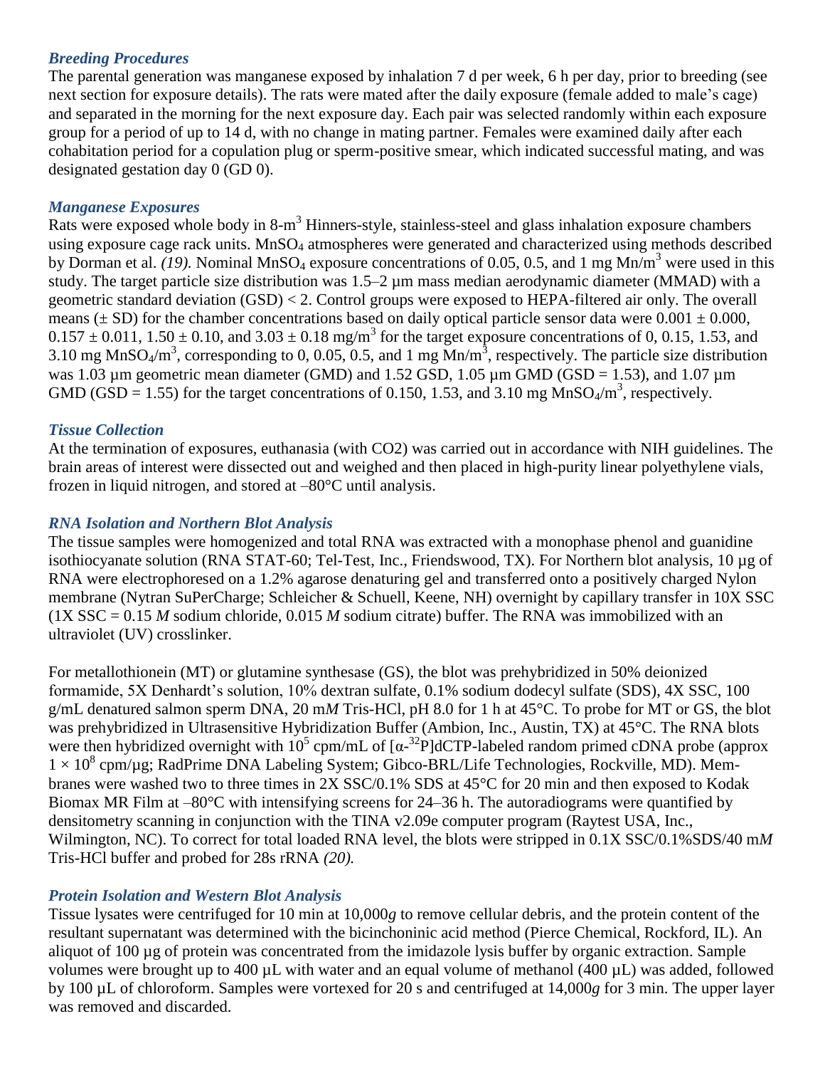### *Breeding Procedures*

The parental generation was manganese exposed by inhalation 7 d per week, 6 h per day, prior to breeding (see next section for exposure details). The rats were mated after the daily exposure (female added to male's cage) and separated in the morning for the next exposure day. Each pair was selected randomly within each exposure group for a period of up to 14 d, with no change in mating partner. Females were examined daily after each cohabitation period for a copulation plug or sperm-positive smear, which indicated successful mating, and was designated gestation day 0 (GD 0).

### *Manganese Exposures*

Rats were exposed whole body in 8-$m^3$ Hinners-style, stainless-steel and glass inhalation exposure chambers using exposure cage rack units. $MnSO_4$ atmospheres were generated and characterized using methods described by Dorman et al. *(19).* Nominal $MnSO_4$ exposure concentrations of 0.05, 0.5, and 1 mg Mn/$m^3$ were used in this study. The target particle size distribution was 1.5–2 µm mass median aerodynamic diameter (MMAD) with a geometric standard deviation (GSD) < 2. Control groups were exposed to HEPA-filtered air only. The overall means (± SD) for the chamber concentrations based on daily optical particle sensor data were 0.001 ± 0.000, 0.157 ± 0.011, 1.50 ± 0.10, and 3.03 ± 0.18 mg/$m^3$ for the target exposure concentrations of 0, 0.15, 1.53, and 3.10 mg $MnSO_4$/$m^3$, corresponding to 0, 0.05, 0.5, and 1 mg Mn/$m^3$, respectively. The particle size distribution was 1.03 µm geometric mean diameter (GMD) and 1.52 GSD, 1.05 µm GMD (GSD = 1.53), and 1.07 µm GMD (GSD = 1.55) for the target concentrations of 0.150, 1.53, and 3.10 mg $MnSO_4$/$m^3$, respectively.

### *Tissue Collection*

At the termination of exposures, euthanasia (with CO2) was carried out in accordance with NIH guidelines. The brain areas of interest were dissected out and weighed and then placed in high-purity linear polyethylene vials, frozen in liquid nitrogen, and stored at –80°C until analysis.

### *RNA Isolation and Northern Blot Analysis*

The tissue samples were homogenized and total RNA was extracted with a monophase phenol and guanidine isothiocyanate solution (RNA STAT-60; Tel-Test, Inc., Friendswood, TX). For Northern blot analysis, 10 µg of RNA were electrophoresed on a 1.2% agarose denaturing gel and transferred onto a positively charged Nylon membrane (Nytran SuPerCharge; Schleicher & Schuell, Keene, NH) overnight by capillary transfer in 10X SSC (1X SSC = 0.15 *M* sodium chloride, 0.015 *M* sodium citrate) buffer. The RNA was immobilized with an ultraviolet (UV) crosslinker.

For metallothionein (MT) or glutamine synthesase (GS), the blot was prehybridized in 50% deionized formamide, 5X Denhardt's solution, 10% dextran sulfate, 0.1% sodium dodecyl sulfate (SDS), 4X SSC, 100 g/mL denatured salmon sperm DNA, 20 m*M* Tris-HCl, pH 8.0 for 1 h at 45°C. To probe for MT or GS, the blot was prehybridized in Ultrasensitive Hybridization Buffer (Ambion, Inc., Austin, TX) at 45°C. The RNA blots were then hybridized overnight with $10^5$ cpm/mL of [α-$^{32}$P]dCTP-labeled random primed cDNA probe (approx $1 \times 10^8$ cpm/µg; RadPrime DNA Labeling System; Gibco-BRL/Life Technologies, Rockville, MD). Membranes were washed two to three times in 2X SSC/0.1% SDS at 45°C for 20 min and then exposed to Kodak Biomax MR Film at –80°C with intensifying screens for 24–36 h. The autoradiograms were quantified by densitometry scanning in conjunction with the TINA v2.09e computer program (Raytest USA, Inc., Wilmington, NC). To correct for total loaded RNA level, the blots were stripped in 0.1X SSC/0.1%SDS/40 m*M* Tris-HCl buffer and probed for 28s rRNA *(20).*

### *Protein Isolation and Western Blot Analysis*

Tissue lysates were centrifuged for 10 min at 10,000*g* to remove cellular debris, and the protein content of the resultant supernatant was determined with the bicinchoninic acid method (Pierce Chemical, Rockford, IL). An aliquot of 100 µg of protein was concentrated from the imidazole lysis buffer by organic extraction. Sample volumes were brought up to 400 µL with water and an equal volume of methanol (400 µL) was added, followed by 100 µL of chloroform. Samples were vortexed for 20 s and centrifuged at 14,000*g* for 3 min. The upper layer was removed and discarded.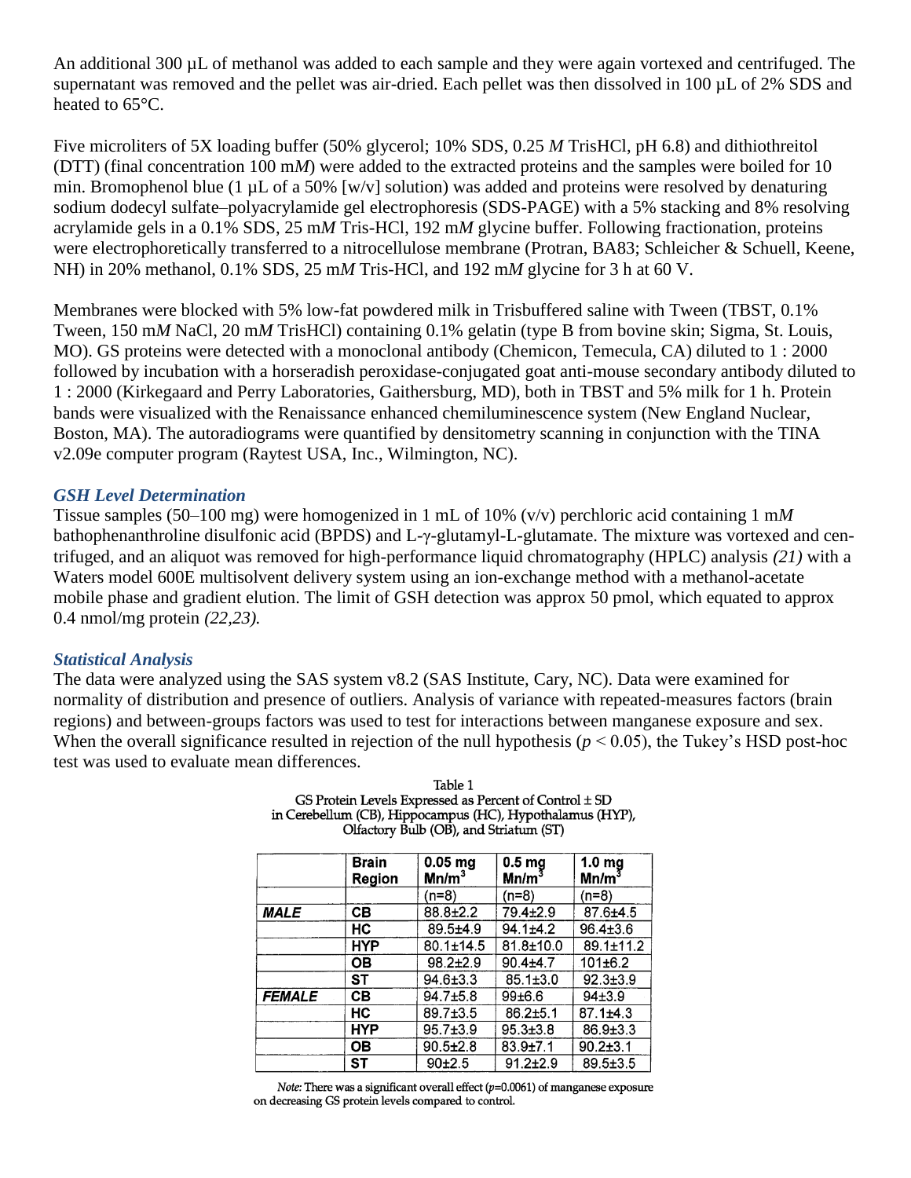An additional 300 µL of methanol was added to each sample and they were again vortexed and centrifuged. The supernatant was removed and the pellet was air-dried. Each pellet was then dissolved in 100 µL of 2% SDS and heated to 65°C.

Five microliters of 5X loading buffer (50% glycerol; 10% SDS, 0.25 *M* TrisHCl, pH 6.8) and dithiothreitol (DTT) (final concentration 100 m*M*) were added to the extracted proteins and the samples were boiled for 10 min. Bromophenol blue (1 µL of a 50% [w/v] solution) was added and proteins were resolved by denaturing sodium dodecyl sulfate–polyacrylamide gel electrophoresis (SDS-PAGE) with a 5% stacking and 8% resolving acrylamide gels in a 0.1% SDS, 25 m*M* Tris-HCl, 192 m*M* glycine buffer. Following fractionation, proteins were electrophoretically transferred to a nitrocellulose membrane (Protran, BA83; Schleicher & Schuell, Keene, NH) in 20% methanol, 0.1% SDS, 25 m*M* Tris-HCl, and 192 m*M* glycine for 3 h at 60 V.

Membranes were blocked with 5% low-fat powdered milk in Trisbuffered saline with Tween (TBST, 0.1% Tween, 150 m*M* NaCl, 20 m*M* TrisHCl) containing 0.1% gelatin (type B from bovine skin; Sigma, St. Louis, MO). GS proteins were detected with a monoclonal antibody (Chemicon, Temecula, CA) diluted to 1 : 2000 followed by incubation with a horseradish peroxidase-conjugated goat anti-mouse secondary antibody diluted to 1 : 2000 (Kirkegaard and Perry Laboratories, Gaithersburg, MD), both in TBST and 5% milk for 1 h. Protein bands were visualized with the Renaissance enhanced chemiluminescence system (New England Nuclear, Boston, MA). The autoradiograms were quantified by densitometry scanning in conjunction with the TINA v2.09e computer program (Raytest USA, Inc., Wilmington, NC).

### *GSH Level Determination*

Tissue samples (50–100 mg) were homogenized in 1 mL of 10% (v/v) perchloric acid containing 1 m*M* bathophenanthroline disulfonic acid (BPDS) and L-γ-glutamyl-L-glutamate. The mixture was vortexed and centrifuged, and an aliquot was removed for high-performance liquid chromatography (HPLC) analysis *(21)* with a Waters model 600E multisolvent delivery system using an ion-exchange method with a methanol-acetate mobile phase and gradient elution. The limit of GSH detection was approx 50 pmol, which equated to approx 0.4 nmol/mg protein *(22,23).*

### *Statistical Analysis*

The data were analyzed using the SAS system v8.2 (SAS Institute, Cary, NC). Data were examined for normality of distribution and presence of outliers. Analysis of variance with repeated-measures factors (brain regions) and between-groups factors was used to test for interactions between manganese exposure and sex. When the overall significance resulted in rejection of the null hypothesis ($p < 0.05$), the Tukey's HSD post-hoc test was used to evaluate mean differences.

Table 1
GS Protein Levels Expressed as Percent of Control ± SD in Cerebellum (CB), Hippocampus (HC), Hypothalamus (HYP), Olfactory Bulb (OB), and Striatum (ST)

| | Brain Region | 0.05 mg Mn/m$^3$ | 0.5 mg Mn/m$^3$ | 1.0 mg Mn/m$^3$ |
|---|---|---|---|---|
| | | (n=8) | (n=8) | (n=8) |
| ***MALE*** | **CB** | 88.8±2.2 | 79.4±2.9 | 87.6±4.5 |
| | **HC** | 89.5±4.9 | 94.1±4.2 | 96.4±3.6 |
| | **HYP** | 80.1±14.5 | 81.8±10.0 | 89.1±11.2 |
| | **OB** | 98.2±2.9 | 90.4±4.7 | 101±6.2 |
| | **ST** | 94.6±3.3 | 85.1±3.0 | 92.3±3.9 |
| ***FEMALE*** | **CB** | 94.7±5.8 | 99±6.6 | 94±3.9 |
| | **HC** | 89.7±3.5 | 86.2±5.1 | 87.1±4.3 |
| | **HYP** | 95.7±3.9 | 95.3±3.8 | 86.9±3.3 |
| | **OB** | 90.5±2.8 | 83.9±7.1 | 90.2±3.1 |
| | **ST** | 90±2.5 | 91.2±2.9 | 89.5±3.5 |

*Note:* There was a significant overall effect ($p$=0.0061) of manganese exposure on decreasing GS protein levels compared to control.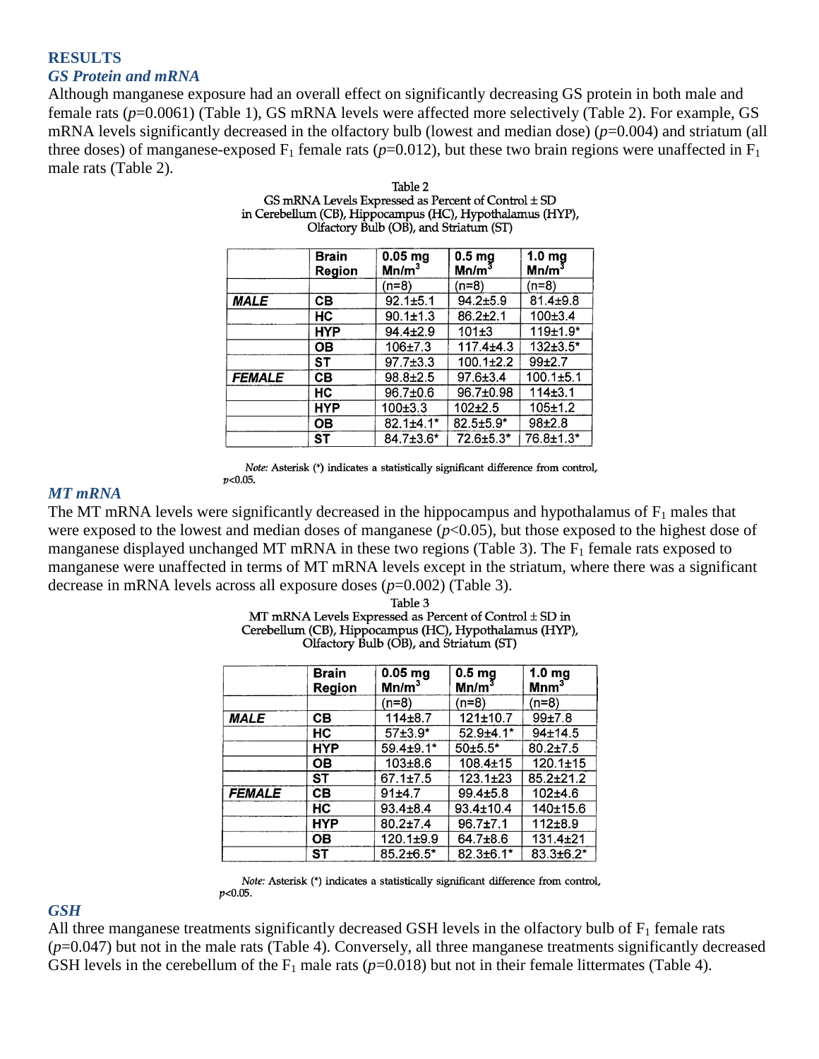## RESULTS

### GS Protein and mRNA

Although manganese exposure had an overall effect on significantly decreasing GS protein in both male and female rats ($p$=0.0061) (Table 1), GS mRNA levels were affected more selectively (Table 2). For example, GS mRNA levels significantly decreased in the olfactory bulb (lowest and median dose) ($p$=0.004) and striatum (all three doses) of manganese-exposed $F_1$ female rats ($p$=0.012), but these two brain regions were unaffected in $F_1$ male rats (Table 2).

Table 2
GS mRNA Levels Expressed as Percent of Control ± SD in Cerebellum (CB), Hippocampus (HC), Hypothalamus (HYP), Olfactory Bulb (OB), and Striatum (ST)

| | Brain Region | 0.05 mg Mn/m$^3$ | 0.5 mg Mn/m$^3$ | 1.0 mg Mn/m$^3$ |
|---|---|---|---|---|
| | | (n=8) | (n=8) | (n=8) |
| ***MALE*** | CB | 92.1±5.1 | 94.2±5.9 | 81.4±9.8 |
| | HC | 90.1±1.3 | 86.2±2.1 | 100±3.4 |
| | HYP | 94.4±2.9 | 101±3 | 119±1.9* |
| | OB | 106±7.3 | 117.4±4.3 | 132±3.5* |
| | ST | 97.7±3.3 | 100.1±2.2 | 99±2.7 |
| ***FEMALE*** | CB | 98.8±2.5 | 97.6±3.4 | 100.1±5.1 |
| | HC | 96.7±0.6 | 96.7±0.98 | 114±3.1 |
| | HYP | 100±3.3 | 102±2.5 | 105±1.2 |
| | OB | 82.1±4.1* | 82.5±5.9* | 98±2.8 |
| | ST | 84.7±3.6* | 72.6±5.3* | 76.8±1.3* |

*Note:* Asterisk (*) indicates a statistically significant difference from control, $p$<0.05.

### MT mRNA

The MT mRNA levels were significantly decreased in the hippocampus and hypothalamus of $F_1$ males that were exposed to the lowest and median doses of manganese ($p$<0.05), but those exposed to the highest dose of manganese displayed unchanged MT mRNA in these two regions (Table 3). The $F_1$ female rats exposed to manganese were unaffected in terms of MT mRNA levels except in the striatum, where there was a significant decrease in mRNA levels across all exposure doses ($p$=0.002) (Table 3).

Table 3
MT mRNA Levels Expressed as Percent of Control ± SD in Cerebellum (CB), Hippocampus (HC), Hypothalamus (HYP), Olfactory Bulb (OB), and Striatum (ST)

| | Brain Region | 0.05 mg Mn/m$^3$ | 0.5 mg Mn/m$^3$ | 1.0 mg Mnm$^3$ |
|---|---|---|---|---|
| | | (n=8) | (n=8) | (n=8) |
| ***MALE*** | CB | 114±8.7 | 121±10.7 | 99±7.8 |
| | HC | 57±3.9* | 52.9±4.1* | 94±14.5 |
| | HYP | 59.4±9.1* | 50±5.5* | 80.2±7.5 |
| | OB | 103±8.6 | 108.4±15 | 120.1±15 |
| | ST | 67.1±7.5 | 123.1±23 | 85.2±21.2 |
| ***FEMALE*** | CB | 91±4.7 | 99.4±5.8 | 102±4.6 |
| | HC | 93.4±8.4 | 93.4±10.4 | 140±15.6 |
| | HYP | 80.2±7.4 | 96.7±7.1 | 112±8.9 |
| | OB | 120.1±9.9 | 64.7±8.6 | 131.4±21 |
| | ST | 85.2±6.5* | 82.3±6.1* | 83.3±6.2* |

*Note:* Asterisk (*) indicates a statistically significant difference from control, $p$<0.05.

### GSH

All three manganese treatments significantly decreased GSH levels in the olfactory bulb of $F_1$ female rats ($p$=0.047) but not in the male rats (Table 4). Conversely, all three manganese treatments significantly decreased GSH levels in the cerebellum of the $F_1$ male rats ($p$=0.018) but not in their female littermates (Table 4).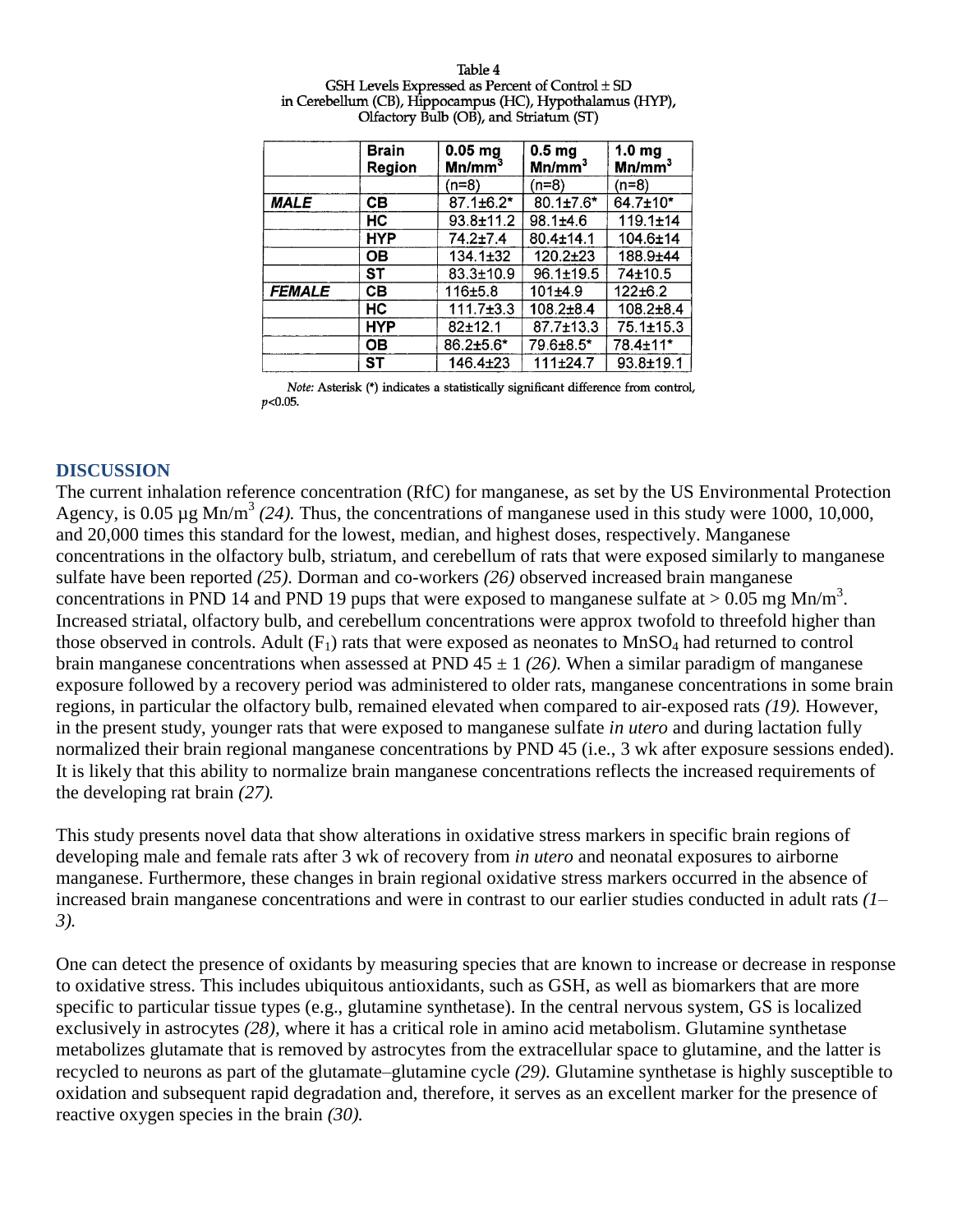Table 4
GSH Levels Expressed as Percent of Control ± SD in Cerebellum (CB), Hippocampus (HC), Hypothalamus (HYP), Olfactory Bulb (OB), and Striatum (ST)

| | Brain Region | 0.05 mg $Mn/mm^3$ | 0.5 mg $Mn/mm^3$ | 1.0 mg $Mn/mm^3$ |
|---|---|---|---|---|
| | | (n=8) | (n=8) | (n=8) |
| **MALE** | CB | 87.1±6.2* | 80.1±7.6* | 64.7±10* |
| | HC | 93.8±11.2 | 98.1±4.6 | 119.1±14 |
| | HYP | 74.2±7.4 | 80.4±14.1 | 104.6±14 |
| | OB | 134.1±32 | 120.2±23 | 188.9±44 |
| | ST | 83.3±10.9 | 96.1±19.5 | 74±10.5 |
| **FEMALE** | CB | 116±5.8 | 101±4.9 | 122±6.2 |
| | HC | 111.7±3.3 | 108.2±8.4 | 108.2±8.4 |
| | HYP | 82±12.1 | 87.7±13.3 | 75.1±15.3 |
| | OB | 86.2±5.6* | 79.6±8.5* | 78.4±11* |
| | ST | 146.4±23 | 111±24.7 | 93.8±19.1 |

*Note:* Asterisk (*) indicates a statistically significant difference from control, $p<0.05$.

## DISCUSSION

The current inhalation reference concentration (RfC) for manganese, as set by the US Environmental Protection Agency, is 0.05 µg $Mn/m^3$ *(24).* Thus, the concentrations of manganese used in this study were 1000, 10,000, and 20,000 times this standard for the lowest, median, and highest doses, respectively. Manganese concentrations in the olfactory bulb, striatum, and cerebellum of rats that were exposed similarly to manganese sulfate have been reported *(25).* Dorman and co-workers *(26)* observed increased brain manganese concentrations in PND 14 and PND 19 pups that were exposed to manganese sulfate at > 0.05 mg $Mn/m^3$. Increased striatal, olfactory bulb, and cerebellum concentrations were approx twofold to threefold higher than those observed in controls. Adult ($F_1$) rats that were exposed as neonates to $MnSO_4$ had returned to control brain manganese concentrations when assessed at PND 45 ± 1 *(26).* When a similar paradigm of manganese exposure followed by a recovery period was administered to older rats, manganese concentrations in some brain regions, in particular the olfactory bulb, remained elevated when compared to air-exposed rats *(19).* However, in the present study, younger rats that were exposed to manganese sulfate *in utero* and during lactation fully normalized their brain regional manganese concentrations by PND 45 (i.e., 3 wk after exposure sessions ended). It is likely that this ability to normalize brain manganese concentrations reflects the increased requirements of the developing rat brain *(27).*

This study presents novel data that show alterations in oxidative stress markers in specific brain regions of developing male and female rats after 3 wk of recovery from *in utero* and neonatal exposures to airborne manganese. Furthermore, these changes in brain regional oxidative stress markers occurred in the absence of increased brain manganese concentrations and were in contrast to our earlier studies conducted in adult rats *(1–3).*

One can detect the presence of oxidants by measuring species that are known to increase or decrease in response to oxidative stress. This includes ubiquitous antioxidants, such as GSH, as well as biomarkers that are more specific to particular tissue types (e.g., glutamine synthetase). In the central nervous system, GS is localized exclusively in astrocytes *(28),* where it has a critical role in amino acid metabolism. Glutamine synthetase metabolizes glutamate that is removed by astrocytes from the extracellular space to glutamine, and the latter is recycled to neurons as part of the glutamate–glutamine cycle *(29).* Glutamine synthetase is highly susceptible to oxidation and subsequent rapid degradation and, therefore, it serves as an excellent marker for the presence of reactive oxygen species in the brain *(30).*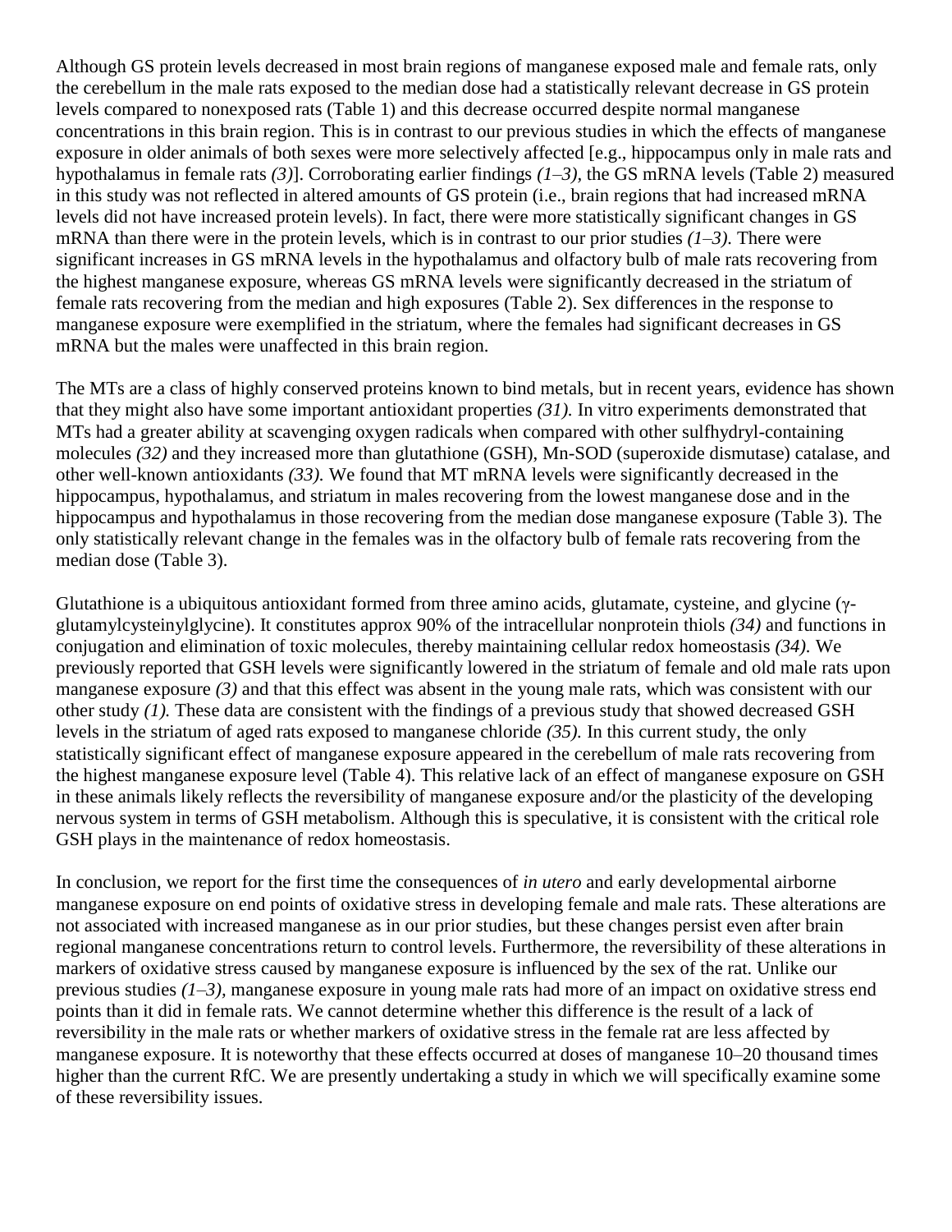Although GS protein levels decreased in most brain regions of manganese exposed male and female rats, only the cerebellum in the male rats exposed to the median dose had a statistically relevant decrease in GS protein levels compared to nonexposed rats (Table 1) and this decrease occurred despite normal manganese concentrations in this brain region. This is in contrast to our previous studies in which the effects of manganese exposure in older animals of both sexes were more selectively affected [e.g., hippocampus only in male rats and hypothalamus in female rats *(3)*]. Corroborating earlier findings *(1–3)*, the GS mRNA levels (Table 2) measured in this study was not reflected in altered amounts of GS protein (i.e., brain regions that had increased mRNA levels did not have increased protein levels). In fact, there were more statistically significant changes in GS mRNA than there were in the protein levels, which is in contrast to our prior studies *(1–3)*. There were significant increases in GS mRNA levels in the hypothalamus and olfactory bulb of male rats recovering from the highest manganese exposure, whereas GS mRNA levels were significantly decreased in the striatum of female rats recovering from the median and high exposures (Table 2). Sex differences in the response to manganese exposure were exemplified in the striatum, where the females had significant decreases in GS mRNA but the males were unaffected in this brain region.

The MTs are a class of highly conserved proteins known to bind metals, but in recent years, evidence has shown that they might also have some important antioxidant properties *(31)*. In vitro experiments demonstrated that MTs had a greater ability at scavenging oxygen radicals when compared with other sulfhydryl-containing molecules *(32)* and they increased more than glutathione (GSH), Mn-SOD (superoxide dismutase) catalase, and other well-known antioxidants *(33)*. We found that MT mRNA levels were significantly decreased in the hippocampus, hypothalamus, and striatum in males recovering from the lowest manganese dose and in the hippocampus and hypothalamus in those recovering from the median dose manganese exposure (Table 3). The only statistically relevant change in the females was in the olfactory bulb of female rats recovering from the median dose (Table 3).

Glutathione is a ubiquitous antioxidant formed from three amino acids, glutamate, cysteine, and glycine (γ-glutamylcysteinylglycine). It constitutes approx 90% of the intracellular nonprotein thiols *(34)* and functions in conjugation and elimination of toxic molecules, thereby maintaining cellular redox homeostasis *(34)*. We previously reported that GSH levels were significantly lowered in the striatum of female and old male rats upon manganese exposure *(3)* and that this effect was absent in the young male rats, which was consistent with our other study *(1)*. These data are consistent with the findings of a previous study that showed decreased GSH levels in the striatum of aged rats exposed to manganese chloride *(35)*. In this current study, the only statistically significant effect of manganese exposure appeared in the cerebellum of male rats recovering from the highest manganese exposure level (Table 4). This relative lack of an effect of manganese exposure on GSH in these animals likely reflects the reversibility of manganese exposure and/or the plasticity of the developing nervous system in terms of GSH metabolism. Although this is speculative, it is consistent with the critical role GSH plays in the maintenance of redox homeostasis.

In conclusion, we report for the first time the consequences of *in utero* and early developmental airborne manganese exposure on end points of oxidative stress in developing female and male rats. These alterations are not associated with increased manganese as in our prior studies, but these changes persist even after brain regional manganese concentrations return to control levels. Furthermore, the reversibility of these alterations in markers of oxidative stress caused by manganese exposure is influenced by the sex of the rat. Unlike our previous studies *(1–3)*, manganese exposure in young male rats had more of an impact on oxidative stress end points than it did in female rats. We cannot determine whether this difference is the result of a lack of reversibility in the male rats or whether markers of oxidative stress in the female rat are less affected by manganese exposure. It is noteworthy that these effects occurred at doses of manganese 10–20 thousand times higher than the current RfC. We are presently undertaking a study in which we will specifically examine some of these reversibility issues.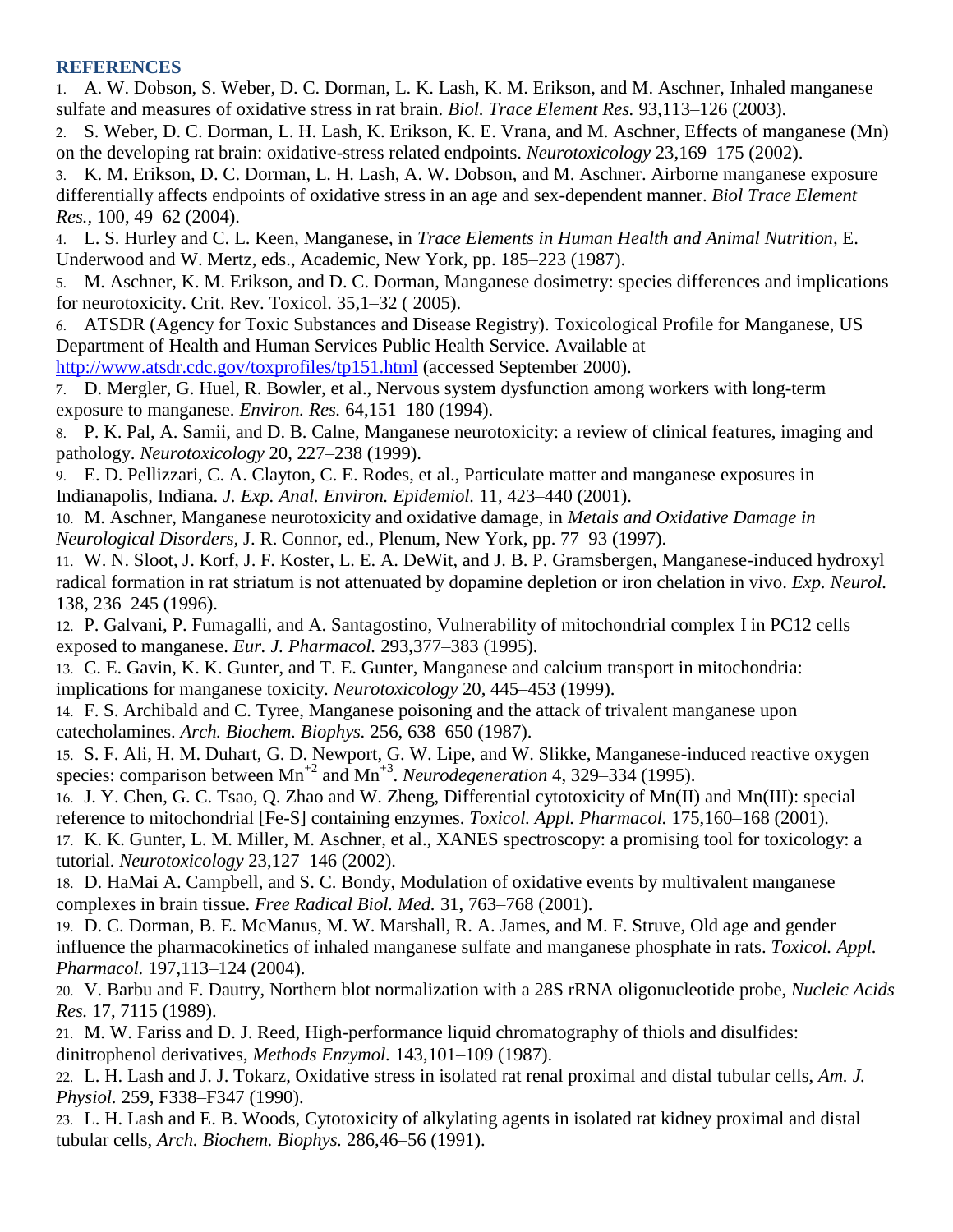## REFERENCES

1. A. W. Dobson, S. Weber, D. C. Dorman, L. K. Lash, K. M. Erikson, and M. Aschner, Inhaled manganese sulfate and measures of oxidative stress in rat brain. *Biol. Trace Element Res.* 93,113–126 (2003).
2. S. Weber, D. C. Dorman, L. H. Lash, K. Erikson, K. E. Vrana, and M. Aschner, Effects of manganese (Mn) on the developing rat brain: oxidative-stress related endpoints. *Neurotoxicology* 23,169–175 (2002).
3. K. M. Erikson, D. C. Dorman, L. H. Lash, A. W. Dobson, and M. Aschner. Airborne manganese exposure differentially affects endpoints of oxidative stress in an age and sex-dependent manner. *Biol Trace Element Res.,* 100, 49–62 (2004).
4. L. S. Hurley and C. L. Keen, Manganese, in *Trace Elements in Human Health and Animal Nutrition,* E. Underwood and W. Mertz, eds., Academic, New York, pp. 185–223 (1987).
5. M. Aschner, K. M. Erikson, and D. C. Dorman, Manganese dosimetry: species differences and implications for neurotoxicity. Crit. Rev. Toxicol. 35,1–32 ( 2005).
6. ATSDR (Agency for Toxic Substances and Disease Registry). Toxicological Profile for Manganese, US Department of Health and Human Services Public Health Service. Available at http://www.atsdr.cdc.gov/toxprofiles/tp151.html (accessed September 2000).
7. D. Mergler, G. Huel, R. Bowler, et al., Nervous system dysfunction among workers with long-term exposure to manganese. *Environ. Res.* 64,151–180 (1994).
8. P. K. Pal, A. Samii, and D. B. Calne, Manganese neurotoxicity: a review of clinical features, imaging and pathology. *Neurotoxicology* 20, 227–238 (1999).
9. E. D. Pellizzari, C. A. Clayton, C. E. Rodes, et al., Particulate matter and manganese exposures in Indianapolis, Indiana. *J. Exp. Anal. Environ. Epidemiol.* 11, 423–440 (2001).
10. M. Aschner, Manganese neurotoxicity and oxidative damage, in *Metals and Oxidative Damage in Neurological Disorders,* J. R. Connor, ed., Plenum, New York, pp. 77–93 (1997).
11. W. N. Sloot, J. Korf, J. F. Koster, L. E. A. DeWit, and J. B. P. Gramsbergen, Manganese-induced hydroxyl radical formation in rat striatum is not attenuated by dopamine depletion or iron chelation in vivo. *Exp. Neurol.* 138, 236–245 (1996).
12. P. Galvani, P. Fumagalli, and A. Santagostino, Vulnerability of mitochondrial complex I in PC12 cells exposed to manganese. *Eur. J. Pharmacol.* 293,377–383 (1995).
13. C. E. Gavin, K. K. Gunter, and T. E. Gunter, Manganese and calcium transport in mitochondria: implications for manganese toxicity. *Neurotoxicology* 20, 445–453 (1999).
14. F. S. Archibald and C. Tyree, Manganese poisoning and the attack of trivalent manganese upon catecholamines. *Arch. Biochem. Biophys.* 256, 638–650 (1987).
15. S. F. Ali, H. M. Duhart, G. D. Newport, G. W. Lipe, and W. Slikke, Manganese-induced reactive oxygen species: comparison between $Mn^{+2}$ and $Mn^{+3}$. *Neurodegeneration* 4, 329–334 (1995).
16. J. Y. Chen, G. C. Tsao, Q. Zhao and W. Zheng, Differential cytotoxicity of Mn(II) and Mn(III): special reference to mitochondrial [Fe-S] containing enzymes. *Toxicol. Appl. Pharmacol.* 175,160–168 (2001).
17. K. K. Gunter, L. M. Miller, M. Aschner, et al., XANES spectroscopy: a promising tool for toxicology: a tutorial. *Neurotoxicology* 23,127–146 (2002).
18. D. HaMai A. Campbell, and S. C. Bondy, Modulation of oxidative events by multivalent manganese complexes in brain tissue. *Free Radical Biol. Med.* 31, 763–768 (2001).
19. D. C. Dorman, B. E. McManus, M. W. Marshall, R. A. James, and M. F. Struve, Old age and gender influence the pharmacokinetics of inhaled manganese sulfate and manganese phosphate in rats. *Toxicol. Appl. Pharmacol.* 197,113–124 (2004).
20. V. Barbu and F. Dautry, Northern blot normalization with a 28S rRNA oligonucleotide probe, *Nucleic Acids Res.* 17, 7115 (1989).
21. M. W. Fariss and D. J. Reed, High-performance liquid chromatography of thiols and disulfides: dinitrophenol derivatives, *Methods Enzymol.* 143,101–109 (1987).
22. L. H. Lash and J. J. Tokarz, Oxidative stress in isolated rat renal proximal and distal tubular cells, *Am. J. Physiol.* 259, F338–F347 (1990).
23. L. H. Lash and E. B. Woods, Cytotoxicity of alkylating agents in isolated rat kidney proximal and distal tubular cells, *Arch. Biochem. Biophys.* 286,46–56 (1991).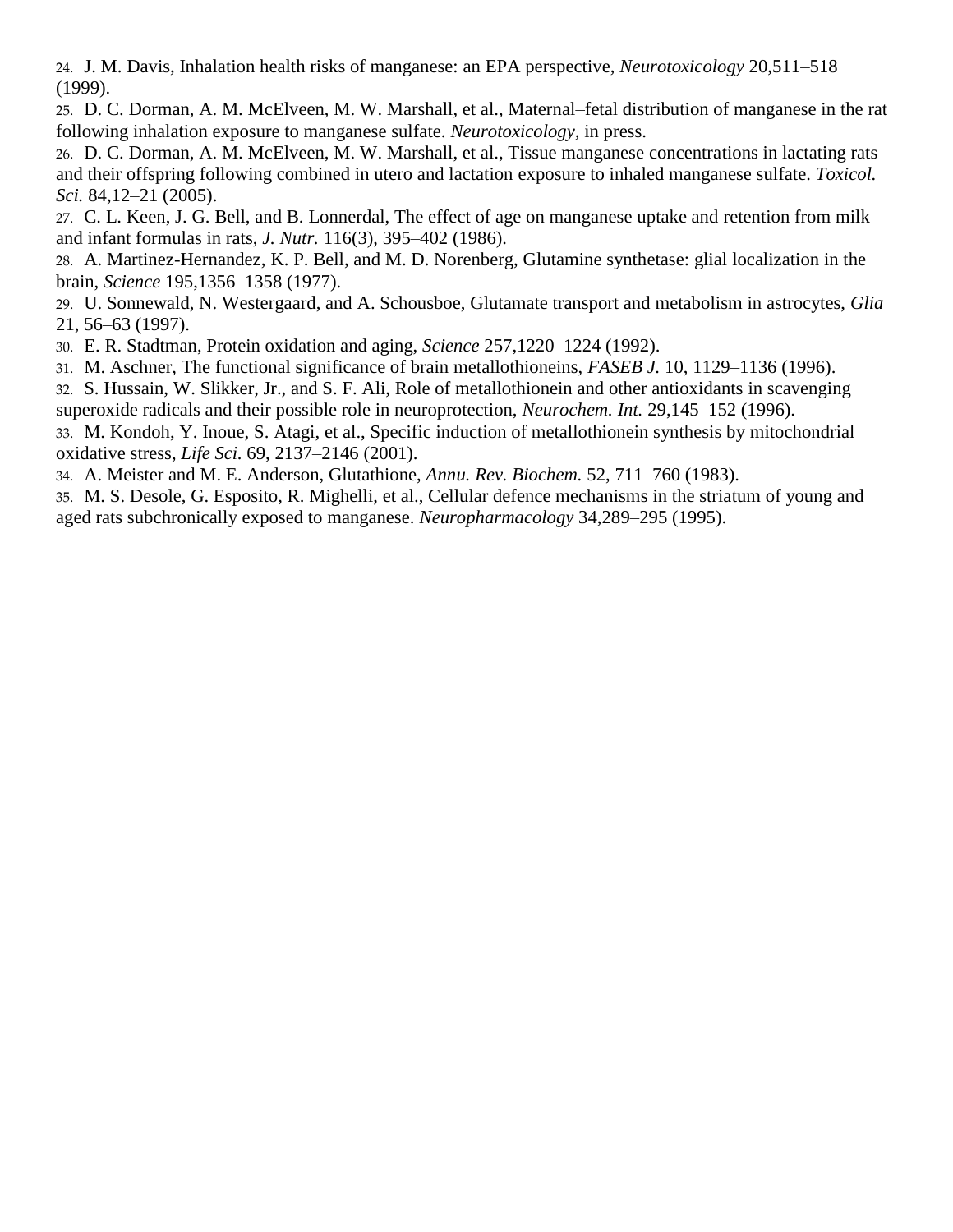24. J. M. Davis, Inhalation health risks of manganese: an EPA perspective, *Neurotoxicology* 20,511–518 (1999).
25. D. C. Dorman, A. M. McElveen, M. W. Marshall, et al., Maternal–fetal distribution of manganese in the rat following inhalation exposure to manganese sulfate. *Neurotoxicology*, in press.
26. D. C. Dorman, A. M. McElveen, M. W. Marshall, et al., Tissue manganese concentrations in lactating rats and their offspring following combined in utero and lactation exposure to inhaled manganese sulfate. *Toxicol. Sci.* 84,12–21 (2005).
27. C. L. Keen, J. G. Bell, and B. Lonnerdal, The effect of age on manganese uptake and retention from milk and infant formulas in rats, *J. Nutr.* 116(3), 395–402 (1986).
28. A. Martinez-Hernandez, K. P. Bell, and M. D. Norenberg, Glutamine synthetase: glial localization in the brain, *Science* 195,1356–1358 (1977).
29. U. Sonnewald, N. Westergaard, and A. Schousboe, Glutamate transport and metabolism in astrocytes, *Glia* 21, 56–63 (1997).
30. E. R. Stadtman, Protein oxidation and aging, *Science* 257,1220–1224 (1992).
31. M. Aschner, The functional significance of brain metallothioneins, *FASEB J.* 10, 1129–1136 (1996).
32. S. Hussain, W. Slikker, Jr., and S. F. Ali, Role of metallothionein and other antioxidants in scavenging superoxide radicals and their possible role in neuroprotection, *Neurochem. Int.* 29,145–152 (1996).
33. M. Kondoh, Y. Inoue, S. Atagi, et al., Specific induction of metallothionein synthesis by mitochondrial oxidative stress, *Life Sci.* 69, 2137–2146 (2001).
34. A. Meister and M. E. Anderson, Glutathione, *Annu. Rev. Biochem.* 52, 711–760 (1983).
35. M. S. Desole, G. Esposito, R. Mighelli, et al., Cellular defence mechanisms in the striatum of young and aged rats subchronically exposed to manganese. *Neuropharmacology* 34,289–295 (1995).